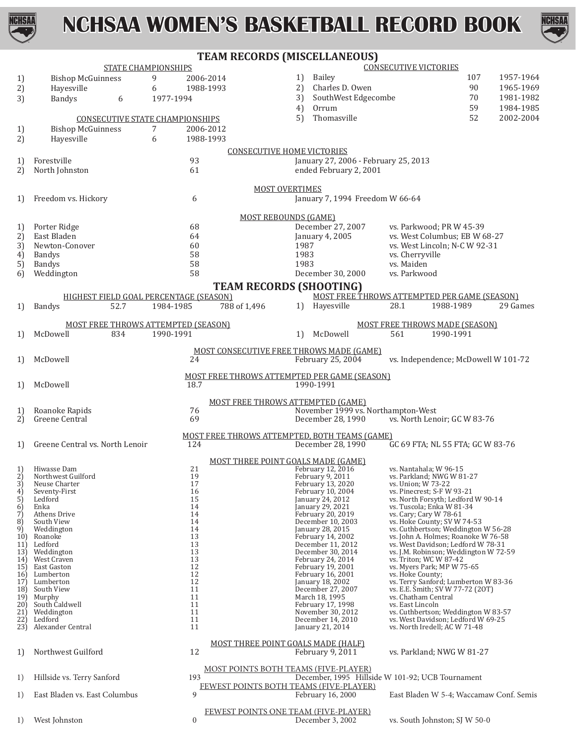# NCHSAA WOMEN'S BASKETBALL RECORD BOOK

## TEAM RECORDS (MISCELLANEOUS)

### STATE CHAMPIONSHIPS

| | | | |
|---|---|---|---|
| 1) | Bishop McGuinness | 9 | 2006-2014 |
| 2) | Hayesville | 6 | 1988-1993 |
| 3) | Bandys | 6 | 1977-1994 |

### CONSECUTIVE STATE CHAMPIONSHIPS

| | | | |
|---|---|---|---|
| 1) | Bishop McGuinness | 7 | 2006-2012 |
| 2) | Hayesville | 6 | 1988-1993 |

### CONSECUTIVE VICTORIES

| | | | |
|---|---|---|---|
| 1) | Bailey | 107 | 1957-1964 |
| 2) | Charles D. Owen | 90 | 1965-1969 |
| 3) | SouthWest Edgecombe | 70 | 1981-1982 |
| 4) | Orrum | 59 | 1984-1985 |
| 5) | Thomasville | 52 | 2002-2004 |

### CONSECUTIVE HOME VICTORIES

| | | | |
|---|---|---|---|
| 1) | Forestville | 93 | January 27, 2006 - February 25, 2013 |
| 2) | North Johnston | 61 | ended February 2, 2001 |

### MOST OVERTIMES

| | | | |
|---|---|---|---|
| 1) | Freedom vs. Hickory | 6 | January 7, 1994 Freedom W 66-64 |

### MOST REBOUNDS (GAME)

| | | | | |
|---|---|---|---|---|
| 1) | Porter Ridge | 68 | December 27, 2007 | vs. Parkwood; PR W 45-39 |
| 2) | East Bladen | 64 | January 4, 2005 | vs. West Columbus; EB W 68-27 |
| 3) | Newton-Conover | 60 | 1987 | vs. West Lincoln; N-C W 92-31 |
| 4) | Bandys | 58 | 1983 | vs. Cherryville |
| 5) | Bandys | 58 | 1983 | vs. Maiden |
| 6) | Weddington | 58 | December 30, 2000 | vs. Parkwood |

## TEAM RECORDS (SHOOTING)

### HIGHEST FIELD GOAL PERCENTAGE (SEASON)

| | | | | |
|---|---|---|---|---|
| 1) | Bandys | 52.7 | 1984-1985 | 788 of 1,496 |

### MOST FREE THROWS ATTEMPTED PER GAME (SEASON)

| | | | | |
|---|---|---|---|---|
| 1) | Hayesville | 28.1 | 1988-1989 | 29 Games |

### MOST FREE THROWS ATTEMPTED (SEASON)

| | | | |
|---|---|---|---|
| 1) | McDowell | 834 | 1990-1991 |

### MOST FREE THROWS MADE (SEASON)

| | | | |
|---|---|---|---|
| 1) | McDowell | 561 | 1990-1991 |

### MOST CONSECUTIVE FREE THROWS MADE (GAME)

| | | | | |
|---|---|---|---|---|
| 1) | McDowell | 24 | February 25, 2004 | vs. Independence; McDowell W 101-72 |

### MOST FREE THROWS ATTEMPTED PER GAME (SEASON)

| | | | |
|---|---|---|---|
| 1) | McDowell | 18.7 | 1990-1991 |

### MOST FREE THROWS ATTEMPTED (GAME)

| | | | | |
|---|---|---|---|---|
| 1) | Roanoke Rapids | 76 | November 1999 vs. Northampton-West | |
| 2) | Greene Central | 69 | December 28, 1990 | vs. North Lenoir; GC W 83-76 |

### MOST FREE THROWS ATTEMPTED, BOTH TEAMS (GAME)

| | | | | |
|---|---|---|---|---|
| 1) | Greene Central vs. North Lenoir | 124 | December 28, 1990 | GC 69 FTA; NL 55 FTA; GC W 83-76 |

### MOST THREE POINT GOALS MADE (GAME)

| | | | | |
|---|---|---|---|---|
| 1) | Hiwasse Dam | 21 | February 12, 2016 | vs. Nantahala; W 96-15 |
| 2) | Northwest Guilford | 19 | February 9, 2011 | vs. Parkland; NWG W 81-27 |
| 3) | Neuse Charter | 17 | February 13, 2020 | vs. Union; W 73-22 |
| 4) | Seventy-First | 16 | February 10, 2004 | vs. Pinecrest; S-F W 93-21 |
| 5) | Ledford | 15 | January 24, 2012 | vs. North Forsyth; Ledford W 90-14 |
| 6) | Enka | 14 | January 29, 2021 | vs. Tuscola; Enka W 81-34 |
| 7) | Athens Drive | 14 | February 20, 2019 | vs. Cary; Cary W 78-61 |
| 8) | South View | 14 | December 10, 2003 | vs. Hoke County; SV W 74-53 |
| 9) | Weddington | 14 | January 28, 2015 | vs. Cuthbertson; Weddington W 56-28 |
| 10) | Roanoke | 13 | February 14, 2002 | vs. John A. Holmes; Roanoke W 76-58 |
| 11) | Ledford | 13 | December 11, 2012 | vs. West Davidson; Ledford W 78-31 |
| 13) | Weddington | 13 | December 30, 2014 | vs. J.M. Robinson; Weddington W 72-59 |
| 14) | West Craven | 13 | February 24, 2014 | vs. Triton; WC W 87-42 |
| 15) | East Gaston | 12 | February 19, 2001 | vs. Myers Park; MP W 75-65 |
| 16) | Lumberton | 12 | February 16, 2001 | vs. Hoke County; |
| 17) | Lumberton | 12 | January 18, 2002 | vs. Terry Sanford; Lumberton W 83-36 |
| 18) | South View | 11 | December 27, 2007 | vs. E.E. Smith; SV W 77-72 (2OT) |
| 19) | Murphy | 11 | March 18, 1995 | vs. Chatham Central |
| 20) | South Caldwell | 11 | February 17, 1998 | vs. East Lincoln |
| 21) | Weddington | 11 | November 30, 2012 | vs. Cuthbertson; Weddington W 83-57 |
| 22) | Ledford | 11 | December 14, 2010 | vs. West Davidson; Ledford W 69-25 |
| 23) | Alexander Central | 11 | January 21, 2014 | vs. North Iredell; AC W 71-48 |

### MOST THREE POINT GOALS MADE (HALF)

| | | | | |
|---|---|---|---|---|
| 1) | Northwest Guilford | 12 | February 9, 2011 | vs. Parkland; NWG W 81-27 |

### MOST POINTS BOTH TEAMS (FIVE-PLAYER)

| | | | |
|---|---|---|---|
| 1) | Hillside vs. Terry Sanford | 193 | December, 1995 Hillside W 101-92; UCB Tournament |

### FEWEST POINTS BOTH TEAMS (FIVE-PLAYER)

| | | | | |
|---|---|---|---|---|
| 1) | East Bladen vs. East Columbus | 9 | February 16, 2000 | East Bladen W 5-4; Waccamaw Conf. Semis |

### FEWEST POINTS ONE TEAM (FIVE-PLAYER)

| | | | | |
|---|---|---|---|---|
| 1) | West Johnston | 0 | December 3, 2002 | vs. South Johnston; SJ W 50-0 |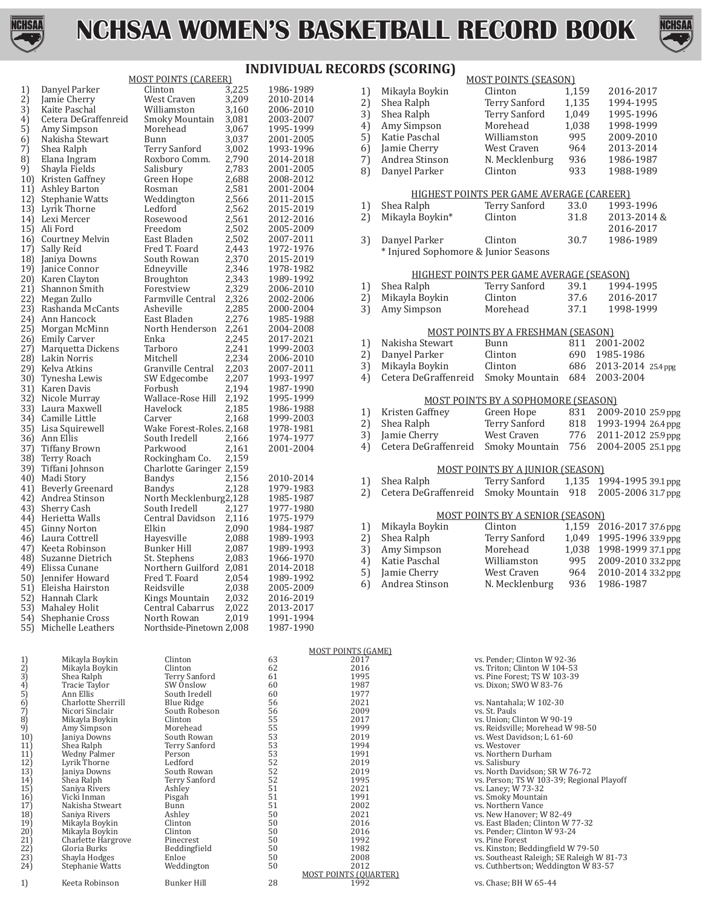# NCHSAA WOMEN'S BASKETBALL RECORD BOOK

## INDIVIDUAL RECORDS (SCORING)

### MOST POINTS (CAREER)

| | | | | |
|---|---|---|---|---|
| 1) | Danyel Parker | Clinton | 3,225 | 1986-1989 |
| 2) | Jamie Cherry | West Craven | 3,209 | 2010-2014 |
| 3) | Kaite Paschal | Williamston | 3,160 | 2006-2010 |
| 4) | Cetera DeGraffenreid | Smoky Mountain | 3,081 | 2003-2007 |
| 5) | Amy Simpson | Morehead | 3,067 | 1995-1999 |
| 6) | Nakisha Stewart | Bunn | 3,037 | 2001-2005 |
| 7) | Shea Ralph | Terry Sanford | 3,002 | 1993-1996 |
| 8) | Elana Ingram | Roxboro Comm. | 2,790 | 2014-2018 |
| 9) | Shayla Fields | Salisbury | 2,783 | 2001-2005 |
| 10) | Kristen Gaffney | Green Hope | 2,688 | 2008-2012 |
| 11) | Ashley Barton | Rosman | 2,581 | 2001-2004 |
| 12) | Stephanie Watts | Weddington | 2,566 | 2011-2015 |
| 13) | Lyrik Thorne | Ledford | 2,562 | 2015-2019 |
| 14) | Lexi Mercer | Rosewood | 2,561 | 2012-2016 |
| 15) | Ali Ford | Freedom | 2,502 | 2005-2009 |
| 16) | Courtney Melvin | East Bladen | 2,502 | 2007-2011 |
| 17) | Sally Reid | Fred T. Foard | 2,443 | 1972-1976 |
| 18) | Janiya Downs | South Rowan | 2,370 | 2015-2019 |
| 19) | Janice Connor | Edneyville | 2,346 | 1978-1982 |
| 20) | Karen Clayton | Broughton | 2,343 | 1989-1992 |
| 21) | Shannon Smith | Forestview | 2,329 | 2006-2010 |
| 22) | Megan Zullo | Farmville Central | 2,326 | 2002-2006 |
| 23) | Rashanda McCants | Asheville | 2,285 | 2000-2004 |
| 24) | Ann Hancock | East Bladen | 2,276 | 1985-1988 |
| 25) | Morgan McMinn | North Henderson | 2,261 | 2004-2008 |
| 26) | Emily Carver | Enka | 2,245 | 2017-2021 |
| 27) | Marquetta Dickens | Tarboro | 2,241 | 1999-2003 |
| 28) | Lakin Norris | Mitchell | 2,234 | 2006-2010 |
| 29) | Kelva Atkins | Granville Central | 2,203 | 2007-2011 |
| 30) | Tynesha Lewis | SW Edgecombe | 2,207 | 1993-1997 |
| 31) | Karen Davis | Forbush | 2,194 | 1987-1990 |
| 32) | Nicole Murray | Wallace-Rose Hill | 2,192 | 1995-1999 |
| 33) | Laura Maxwell | Havelock | 2,185 | 1986-1988 |
| 34) | Camille Little | Carver | 2,168 | 1999-2003 |
| 35) | Lisa Squirewell | Wake Forest-Roles. | 2,168 | 1978-1981 |
| 36) | Ann Ellis | South Iredell | 2,166 | 1974-1977 |
| 37) | Tiffany Brown | Parkwood | 2,161 | 2001-2004 |
| 38) | Terry Roach | Rockingham Co. | 2,159 | |
| 39) | Tiffani Johnson | Charlotte Garinger | 2,159 | |
| 40) | Madi Story | Bandys | 2,156 | 2010-2014 |
| 41) | Beverly Greenard | Bandys | 2,128 | 1979-1983 |
| 42) | Andrea Stinson | North Mecklenburg | 2,128 | 1985-1987 |
| 43) | Sherry Cash | South Iredell | 2,127 | 1977-1980 |
| 44) | Herietta Walls | Central Davidson | 2,116 | 1975-1979 |
| 45) | Ginny Norton | Elkin | 2,090 | 1984-1987 |
| 46) | Laura Cottrell | Hayesville | 2,088 | 1989-1993 |
| 47) | Keeta Robinson | Bunker Hill | 2,087 | 1989-1993 |
| 48) | Suzanne Dietrich | St. Stephens | 2,083 | 1966-1970 |
| 49) | Elissa Cunane | Northern Guilford | 2,081 | 2014-2018 |
| 50) | Jennifer Howard | Fred T. Foard | 2,054 | 1989-1992 |
| 51) | Eleisha Hairston | Reidsville | 2,038 | 2005-2009 |
| 52) | Hannah Clark | Kings Mountain | 2,032 | 2016-2019 |
| 53) | Mahaley Holit | Central Cabarrus | 2,022 | 2013-2017 |
| 54) | Shephanie Cross | North Rowan | 2,019 | 1991-1994 |
| 55) | Michelle Leathers | Northside-Pinetown | 2,008 | 1987-1990 |

### MOST POINTS (SEASON)

| | | | | |
|---|---|---|---|---|
| 1) | Mikayla Boykin | Clinton | 1,159 | 2016-2017 |
| 2) | Shea Ralph | Terry Sanford | 1,135 | 1994-1995 |
| 3) | Shea Ralph | Terry Sanford | 1,049 | 1995-1996 |
| 4) | Amy Simpson | Morehead | 1,038 | 1998-1999 |
| 5) | Katie Paschal | Williamston | 995 | 2009-2010 |
| 6) | Jamie Cherry | West Craven | 964 | 2013-2014 |
| 7) | Andrea Stinson | N. Mecklenburg | 936 | 1986-1987 |
| 8) | Danyel Parker | Clinton | 933 | 1988-1989 |

### HIGHEST POINTS PER GAME AVERAGE (CAREER)

| | | | | |
|---|---|---|---|---|
| 1) | Shea Ralph | Terry Sanford | 33.0 | 1993-1996 |
| 2) | Mikayla Boykin* | Clinton | 31.8 | 2013-2014 & 2016-2017 |
| 3) | Danyel Parker | Clinton | 30.7 | 1986-1989 |

\* Injured Sophomore & Junior Seasons

### HIGHEST POINTS PER GAME AVERAGE (SEASON)

| | | | | |
|---|---|---|---|---|
| 1) | Shea Ralph | Terry Sanford | 39.1 | 1994-1995 |
| 2) | Mikayla Boykin | Clinton | 37.6 | 2016-2017 |
| 3) | Amy Simpson | Morehead | 37.1 | 1998-1999 |

### MOST POINTS BY A FRESHMAN (SEASON)

| | | | | |
|---|---|---|---|---|
| 1) | Nakisha Stewart | Bunn | 811 | 2001-2002 |
| 2) | Danyel Parker | Clinton | 690 | 1985-1986 |
| 3) | Mikayla Boykin | Clinton | 686 | 2013-2014 25.4 ppg |
| 4) | Cetera DeGraffenreid | Smoky Mountain | 684 | 2003-2004 |

### MOST POINTS BY A SOPHOMORE (SEASON)

| | | | | |
|---|---|---|---|---|
| 1) | Kristen Gaffney | Green Hope | 831 | 2009-2010 25.9 ppg |
| 2) | Shea Ralph | Terry Sanford | 818 | 1993-1994 26.4 ppg |
| 3) | Jamie Cherry | West Craven | 776 | 2011-2012 25.9 ppg |
| 4) | Cetera DeGraffenreid | Smoky Mountain | 756 | 2004-2005 25.1 ppg |

### MOST POINTS BY A JUNIOR (SEASON)

| | | | | |
|---|---|---|---|---|
| 1) | Shea Ralph | Terry Sanford | 1,135 | 1994-1995 39.1 ppg |
| 2) | Cetera DeGraffenreid | Smoky Mountain | 918 | 2005-2006 31.7 ppg |

### MOST POINTS BY A SENIOR (SEASON)

| | | | | |
|---|---|---|---|---|
| 1) | Mikayla Boykin | Clinton | 1,159 | 2016-2017 37.6 ppg |
| 2) | Shea Ralph | Terry Sanford | 1,049 | 1995-1996 33.9 ppg |
| 3) | Amy Simpson | Morehead | 1,038 | 1998-1999 37.1 ppg |
| 4) | Katie Paschal | Williamston | 995 | 2009-2010 33.2 ppg |
| 5) | Jamie Cherry | West Craven | 964 | 2010-2014 33.2 ppg |
| 6) | Andrea Stinson | N. Mecklenburg | 936 | 1986-1987 |

### MOST POINTS (GAME)

| | | | | | |
|---|---|---|---|---|---|
| 1) | Mikayla Boykin | Clinton | 63 | 2017 | vs. Pender; Clinton W 92-36 |
| 2) | Mikayla Boykin | Clinton | 62 | 2016 | vs. Triton; Clinton W 104-53 |
| 3) | Shea Ralph | Terry Sanford | 61 | 1995 | vs. Pine Forest; TS W 103-39 |
| 4) | Tracie Taylor | SW Onslow | 60 | 1987 | vs. Dixon; SWO W 83-76 |
| 5) | Ann Ellis | South Iredell | 60 | 1977 | |
| 6) | Charlotte Sherrill | Blue Ridge | 56 | 2021 | vs. Nantahala; W 102-30 |
| 7) | Nicori Sinclair | South Robeson | 56 | 2009 | vs. St. Pauls |
| 8) | Mikayla Boykin | Clinton | 55 | 2017 | vs. Union; Clinton W 90-19 |
| 9) | Amy Simpson | Morehead | 55 | 1999 | vs. Reidsville; Morehead W 98-50 |
| 10) | Janiya Downs | South Rowan | 53 | 2019 | vs. West Davidson; L 61-60 |
| 11) | Shea Ralph | Terry Sanford | 53 | 1994 | vs. Westover |
| 11) | Wedny Palmer | Person | 53 | 1991 | vs. Northern Durham |
| 12) | Lyrik Thorne | Ledford | 52 | 2019 | vs. Salisbury |
| 13) | Janiya Downs | South Rowan | 52 | 2019 | vs. North Davidson; SR W 76-72 |
| 14) | Shea Ralph | Terry Sanford | 52 | 1995 | vs. Person; TS W 103-39; Regional Playoff |
| 15) | Saniya Rivers | Ashley | 51 | 2021 | vs. Laney; W 73-32 |
| 16) | Vicki Inman | Pisgah | 51 | 1991 | vs. Smoky Mountain |
| 17) | Nakisha Stweart | Bunn | 51 | 2002 | vs. Northern Vance |
| 18) | Saniya Rivers | Ashley | 50 | 2021 | vs. New Hanover; W 82-49 |
| 19) | Mikayla Boykin | Clinton | 50 | 2016 | vs. East Bladen; Clinton W 77-32 |
| 20) | Mikayla Boykin | Clinton | 50 | 2016 | vs. Pender; Clinton W 93-24 |
| 21) | Charlette Hargrove | Pinecrest | 50 | 1992 | vs. Pine Forest |
| 22) | Gloria Burks | Beddingfield | 50 | 1982 | vs. Kinston; Beddingfield W 79-50 |
| 23) | Shayla Hodges | Enloe | 50 | 2008 | vs. Southeast Raleigh; SE Raleigh W 81-73 |
| 24) | Stephanie Watts | Weddington | 50 | 2012 | vs. Cuthbertson; Weddington W 83-57 |

### MOST POINTS (QUARTER)

| | | | | | |
|---|---|---|---|---|---|
| 1) | Keeta Robinson | Bunker Hill | 28 | 1992 | vs. Chase; BH W 65-44 |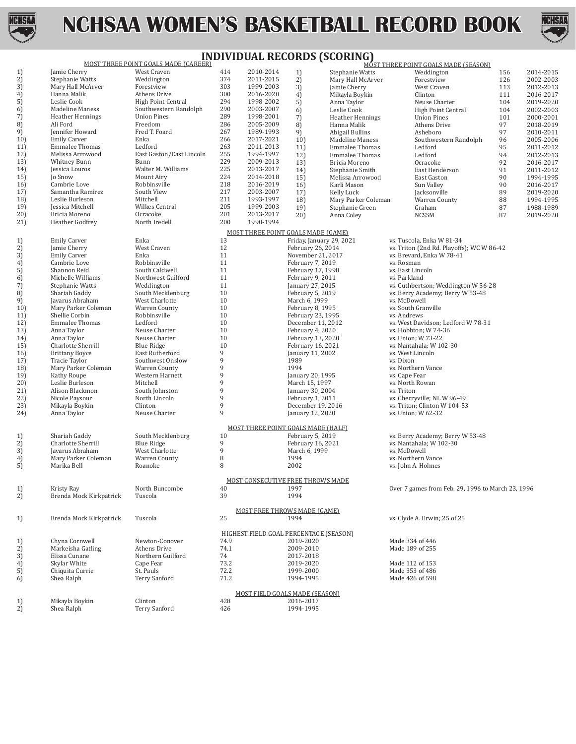# NCHSAA WOMEN'S BASKETBALL RECORD BOOK

## INDIVIDUAL RECORDS (SCORING)

### MOST THREE POINT GOALS MADE (CAREER)

| | | | | |
|---|---|---|---|---|
| 1) | Jamie Cherry | West Craven | 414 | 2010-2014 |
| 2) | Stephanie Watts | Weddington | 374 | 2011-2015 |
| 3) | Mary Hall McArver | Forestview | 303 | 1999-2003 |
| 4) | Hanna Malik | Athens Drive | 300 | 2016-2020 |
| 5) | Leslie Cook | High Point Central | 294 | 1998-2002 |
| 6) | Madeline Maness | Southwestern Randolph | 290 | 2003-2007 |
| 7) | Heather Hennings | Union Pines | 289 | 1998-2001 |
| 8) | Ali Ford | Freedom | 286 | 2005-2009 |
| 9) | Jennifer Howard | Fred T. Foard | 267 | 1989-1993 |
| 10) | Emily Carver | Enka | 266 | 2017-2021 |
| 11) | Emmalee Thomas | Ledford | 263 | 2011-2013 |
| 12) | Melissa Arrowood | East Gaston/East Lincoln | 255 | 1994-1997 |
| 13) | Whitney Bunn | Bunn | 229 | 2009-2013 |
| 14) | Jessica Louros | Walter M. Williams | 225 | 2013-2017 |
| 15) | Jo Snow | Mount Airy | 224 | 2014-2018 |
| 16) | Cambrie Love | Robbinsville | 218 | 2016-2019 |
| 17) | Samantha Ramirez | South View | 217 | 2003-2007 |
| 18) | Leslie Burleson | Mitchell | 211 | 1993-1997 |
| 19) | Jessica Mitchell | Wilkes Central | 205 | 1999-2003 |
| 20) | Bricia Moreno | Ocracoke | 201 | 2013-2017 |
| 21) | Heather Godfrey | North Iredell | 200 | 1990-1994 |

### MOST THREE POINT GOALS MADE (SEASON)

| | | | | |
|---|---|---|---|---|
| 1) | Stephanie Watts | Weddington | 156 | 2014-2015 |
| 2) | Mary Hall McArver | Forestview | 126 | 2002-2003 |
| 3) | Jamie Cherry | West Craven | 113 | 2012-2013 |
| 4) | Mikayla Boykin | Clinton | 111 | 2016-2017 |
| 5) | Anna Taylor | Neuse Charter | 104 | 2019-2020 |
| 6) | Leslie Cook | High Point Central | 104 | 2002-2003 |
| 7) | Heather Hennings | Union Pines | 101 | 2000-2001 |
| 8) | Hanna Malik | Athens Drive | 97 | 2018-2019 |
| 9) | Abigail Bullins | Asheboro | 97 | 2010-2011 |
| 10) | Madeline Maness | Southwestern Randolph | 96 | 2005-2006 |
| 11) | Emmalee Thomas | Ledford | 95 | 2011-2012 |
| 12) | Emmalee Thomas | Ledford | 94 | 2012-2013 |
| 13) | Bricia Moreno | Ocracoke | 92 | 2016-2017 |
| 14) | Stephanie Smith | East Henderson | 91 | 2011-2012 |
| 15) | Melissa Arrowood | East Gaston | 90 | 1994-1995 |
| 16) | Karli Mason | Sun Valley | 90 | 2016-2017 |
| 17) | Kelly Luck | Jacksonville | 89 | 2019-2020 |
| 18) | Mary Parker Coleman | Warren County | 88 | 1994-1995 |
| 19) | Stephanie Green | Graham | 87 | 1988-1989 |
| 20) | Anna Coley | NCSSM | 87 | 2019-2020 |

### MOST THREE POINT GOALS MADE (GAME)

| | | | | | |
|---|---|---|---|---|---|
| 1) | Emily Carver | Enka | 13 | Friday, January 29, 2021 | vs. Tuscola, Enka W 81-34 |
| 2) | Jamie Cherry | West Craven | 12 | February 26, 2014 | vs. Triton (2nd Rd. Playoffs); WC W 86-42 |
| 3) | Emily Carver | Enka | 11 | November 21, 2017 | vs. Brevard, Enka W 78-41 |
| 4) | Cambrie Love | Robbinsville | 11 | February 7, 2019 | vs. Rosman |
| 5) | Shannon Reid | South Caldwell | 11 | February 17, 1998 | vs. East Lincoln |
| 6) | Michelle Williams | Northwest Guilford | 11 | February 9, 2011 | vs. Parkland |
| 7) | Stephanie Watts | Weddington | 11 | January 27, 2015 | vs. Cuthbertson; Weddington W 56-28 |
| 8) | Shariah Gaddy | South Mecklenburg | 10 | February 5, 2019 | vs. Berry Academy; Berry W 53-48 |
| 9) | Javarus Abraham | West Charlotte | 10 | March 6, 1999 | vs. McDowell |
| 10) | Mary Parker Coleman | Warren County | 10 | February 8, 1995 | vs. South Granville |
| 11) | Shellie Corbin | Robbinsville | 10 | February 23, 1995 | vs. Andrews |
| 12) | Emmalee Thomas | Ledford | 10 | December 11, 2012 | vs. West Davidson; Ledford W 78-31 |
| 13) | Anna Taylor | Neuse Charter | 10 | February 4, 2020 | vs. Hobbton; W 74-36 |
| 14) | Anna Taylor | Neuse Charter | 10 | February 13, 2020 | vs. Union; W 73-22 |
| 15) | Charlotte Sherrill | Blue Ridge | 10 | February 16, 2021 | vs. Nantahala; W 102-30 |
| 16) | Brittany Boyce | East Rutherford | 9 | January 11, 2002 | vs. West Lincoln |
| 17) | Tracie Taylor | Southwest Onslow | 9 | 1989 | vs. Dixon |
| 18) | Mary Parker Coleman | Warren County | 9 | 1994 | vs. Northern Vance |
| 19) | Kathy Roupe | Western Harnett | 9 | January 20, 1995 | vs. Cape Fear |
| 20) | Leslie Burleson | Mitchell | 9 | March 15, 1997 | vs. North Rowan |
| 21) | Alison Blackmon | South Johnston | 9 | January 30, 2004 | vs. Triton |
| 22) | Nicole Paysour | North Lincoln | 9 | February 1, 2011 | vs. Cherryville; NL W 96-49 |
| 23) | Mikayla Boykin | Clinton | 9 | December 19, 2016 | vs. Triton; Clinton W 104-53 |
| 24) | Anna Taylor | Neuse Charter | 9 | January 12, 2020 | vs. Union; W 62-32 |

### MOST THREE POINT GOALS MADE (HALF)

| | | | | | |
|---|---|---|---|---|---|
| 1) | Shariah Gaddy | South Mecklenburg | 10 | February 5, 2019 | vs. Berry Academy; Berry W 53-48 |
| 2) | Charlotte Sherrill | Blue Ridge | 9 | February 16, 2021 | vs. Nantahala; W 102-30 |
| 3) | Javarus Abraham | West Charlotte | 9 | March 6, 1999 | vs. McDowell |
| 4) | Mary Parker Coleman | Warren County | 8 | 1994 | vs. Northern Vance |
| 5) | Marika Bell | Roanoke | 8 | 2002 | vs. John A. Holmes |

### MOST CONSECUTIVE FREE THROWS MADE

| | | | | | |
|---|---|---|---|---|---|
| 1) | Kristy Ray | North Buncombe | 40 | 1997 | Over 7 games from Feb. 29, 1996 to March 23, 1996 |
| 2) | Brenda Mock Kirkpatrick | Tuscola | 39 | 1994 | |

### MOST FREE THROWS MADE (GAME)

| | | | | | |
|---|---|---|---|---|---|
| 1) | Brenda Mock Kirkpatrick | Tuscola | 25 | 1994 | vs. Clyde A. Erwin; 25 of 25 |

### HIGHEST FIELD GOAL PERCENTAGE (SEASON)

| | | | | | |
|---|---|---|---|---|---|
| 1) | Chyna Cornwell | Newton-Conover | 74.9 | 2019-2020 | Made 334 of 446 |
| 2) | Markeisha Gatling | Athens Drive | 74.1 | 2009-2010 | Made 189 of 255 |
| 3) | Elissa Cunane | Northern Guilford | 74 | 2017-2018 | |
| 4) | Skylar White | Cape Fear | 73.2 | 2019-2020 | Made 112 of 153 |
| 5) | Chiquita Currie | St. Pauls | 72.2 | 1999-2000 | Made 353 of 486 |
| 6) | Shea Ralph | Terry Sanford | 71.2 | 1994-1995 | Made 426 of 598 |

### MOST FIELD GOALS MADE (SEASON)

| | | | | |
|---|---|---|---|---|
| 1) | Mikayla Boykin | Clinton | 428 | 2016-2017 |
| 2) | Shea Ralph | Terry Sanford | 426 | 1994-1995 |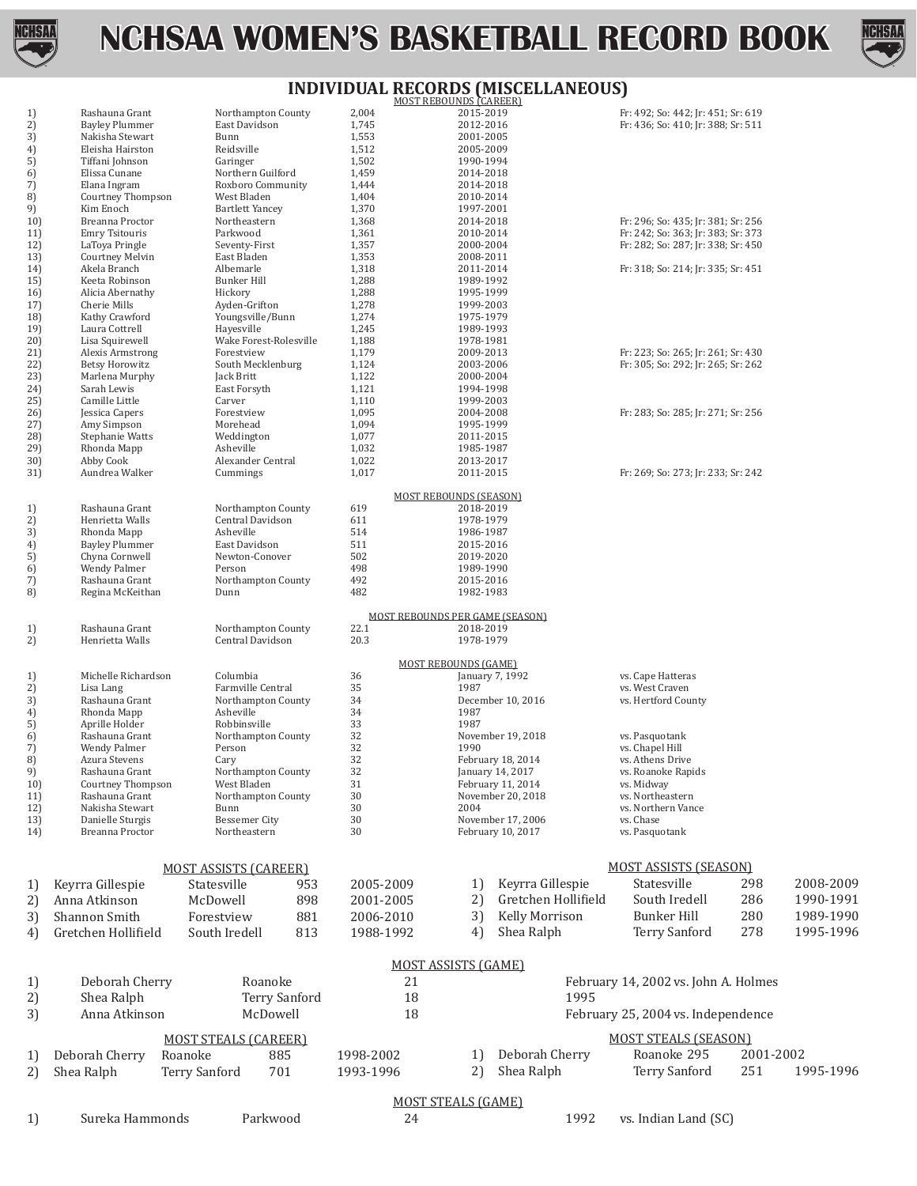# NCHSAA WOMEN'S BASKETBALL RECORD BOOK

## INDIVIDUAL RECORDS (MISCELLANEOUS)

### MOST REBOUNDS (CAREER)

| | | | | | |
|---|---|---|---|---|---|
| 1) | Rashauna Grant | Northampton County | 2,004 | 2015-2019 | Fr: 492; So: 442; Jr: 451; Sr: 619 |
| 2) | Bayley Plummer | East Davidson | 1,745 | 2012-2016 | Fr: 436; So: 410; Jr: 388; Sr: 511 |
| 3) | Nakisha Stewart | Bunn | 1,553 | 2001-2005 | |
| 4) | Eleisha Hairston | Reidsville | 1,512 | 2005-2009 | |
| 5) | Tiffani Johnson | Garinger | 1,502 | 1990-1994 | |
| 6) | Elissa Cunane | Northern Guilford | 1,459 | 2014-2018 | |
| 7) | Elana Ingram | Roxboro Community | 1,444 | 2014-2018 | |
| 8) | Courtney Thompson | West Bladen | 1,404 | 2010-2014 | |
| 9) | Kim Enoch | Bartlett Yancey | 1,370 | 1997-2001 | |
| 10) | Breanna Proctor | Northeastern | 1,368 | 2014-2018 | Fr: 296; So: 435; Jr: 381; Sr: 256 |
| 11) | Emry Tsitouris | Parkwood | 1,361 | 2010-2014 | Fr: 242; So: 363; Jr: 383; Sr: 373 |
| 12) | LaToya Pringle | Seventy-First | 1,357 | 2000-2004 | Fr: 282; So: 287; Jr: 338; Sr: 450 |
| 13) | Courtney Melvin | East Bladen | 1,353 | 2008-2011 | |
| 14) | Akela Branch | Albemarle | 1,318 | 2011-2014 | Fr: 318; So: 214; Jr: 335; Sr: 451 |
| 15) | Keeta Robinson | Bunker Hill | 1,288 | 1989-1992 | |
| 16) | Alicia Abernathy | Hickory | 1,288 | 1995-1999 | |
| 17) | Cherie Mills | Ayden-Grifton | 1,278 | 1999-2003 | |
| 18) | Kathy Crawford | Youngsville/Bunn | 1,274 | 1975-1979 | |
| 19) | Laura Cottrell | Hayesville | 1,245 | 1989-1993 | |
| 20) | Lisa Squirewell | Wake Forest-Rolesville | 1,188 | 1978-1981 | |
| 21) | Alexis Armstrong | Forestview | 1,179 | 2009-2013 | Fr: 223; So: 265; Jr: 261; Sr: 430 |
| 22) | Betsy Horowitz | South Mecklenburg | 1,124 | 2003-2006 | Fr: 305; So: 292; Jr: 265; Sr: 262 |
| 23) | Marlena Murphy | Jack Britt | 1,122 | 2000-2004 | |
| 24) | Sarah Lewis | East Forsyth | 1,121 | 1994-1998 | |
| 25) | Camille Little | Carver | 1,110 | 1999-2003 | |
| 26) | Jessica Capers | Forestview | 1,095 | 2004-2008 | Fr: 283; So: 285; Jr: 271; Sr: 256 |
| 27) | Amy Simpson | Morehead | 1,094 | 1995-1999 | |
| 28) | Stephanie Watts | Weddington | 1,077 | 2011-2015 | |
| 29) | Rhonda Mapp | Asheville | 1,032 | 1985-1987 | |
| 30) | Abby Cook | Alexander Central | 1,022 | 2013-2017 | |
| 31) | Aundrea Walker | Cummings | 1,017 | 2011-2015 | Fr: 269; So: 273; Jr: 233; Sr: 242 |

### MOST REBOUNDS (SEASON)

| | | | | |
|---|---|---|---|---|
| 1) | Rashauna Grant | Northampton County | 619 | 2018-2019 |
| 2) | Henrietta Walls | Central Davidson | 611 | 1978-1979 |
| 3) | Rhonda Mapp | Asheville | 514 | 1986-1987 |
| 4) | Bayley Plummer | East Davidson | 511 | 2015-2016 |
| 5) | Chyna Cornwell | Newton-Conover | 502 | 2019-2020 |
| 6) | Wendy Palmer | Person | 498 | 1989-1990 |
| 7) | Rashauna Grant | Northampton County | 492 | 2015-2016 |
| 8) | Regina McKeithan | Dunn | 482 | 1982-1983 |

### MOST REBOUNDS PER GAME (SEASON)

| | | | | |
|---|---|---|---|---|
| 1) | Rashauna Grant | Northampton County | 22.1 | 2018-2019 |
| 2) | Henrietta Walls | Central Davidson | 20.3 | 1978-1979 |

### MOST REBOUNDS (GAME)

| | | | | | |
|---|---|---|---|---|---|
| 1) | Michelle Richardson | Columbia | 36 | January 7, 1992 | vs. Cape Hatteras |
| 2) | Lisa Lang | Farmville Central | 35 | 1987 | vs. West Craven |
| 3) | Rashauna Grant | Northampton County | 34 | December 10, 2016 | vs. Hertford County |
| 4) | Rhonda Mapp | Asheville | 34 | 1987 | |
| 5) | Aprille Holder | Robbinsville | 33 | 1987 | |
| 6) | Rashauna Grant | Northampton County | 32 | November 19, 2018 | vs. Pasquotank |
| 7) | Wendy Palmer | Person | 32 | 1990 | vs. Chapel Hill |
| 8) | Azura Stevens | Cary | 32 | February 18, 2014 | vs. Athens Drive |
| 9) | Rashauna Grant | Northampton County | 32 | January 14, 2017 | vs. Roanoke Rapids |
| 10) | Courtney Thompson | West Bladen | 31 | February 11, 2014 | vs. Midway |
| 11) | Rashauna Grant | Northampton County | 30 | November 20, 2018 | vs. Northeastern |
| 12) | Nakisha Stewart | Bunn | 30 | 2004 | vs. Northern Vance |
| 13) | Danielle Sturgis | Bessemer City | 30 | November 17, 2006 | vs. Chase |
| 14) | Breanna Proctor | Northeastern | 30 | February 10, 2017 | vs. Pasquotank |

### MOST ASSISTS (CAREER)

| | | | | |
|---|---|---|---|---|
| 1) | Keyrra Gillespie | Statesville | 953 | 2005-2009 |
| 2) | Anna Atkinson | McDowell | 898 | 2001-2005 |
| 3) | Shannon Smith | Forestview | 881 | 2006-2010 |
| 4) | Gretchen Hollifield | South Iredell | 813 | 1988-1992 |

### MOST ASSISTS (SEASON)

| | | | | |
|---|---|---|---|---|
| 1) | Keyrra Gillespie | Statesville | 298 | 2008-2009 |
| 2) | Gretchen Hollifield | South Iredell | 286 | 1990-1991 |
| 3) | Kelly Morrison | Bunker Hill | 280 | 1989-1990 |
| 4) | Shea Ralph | Terry Sanford | 278 | 1995-1996 |

### MOST ASSISTS (GAME)

| | | | | |
|---|---|---|---|---|
| 1) | Deborah Cherry | Roanoke | 21 | February 14, 2002 vs. John A. Holmes |
| 2) | Shea Ralph | Terry Sanford | 18 | 1995 |
| 3) | Anna Atkinson | McDowell | 18 | February 25, 2004 vs. Independence |

### MOST STEALS (CAREER)

| | | | | |
|---|---|---|---|---|
| 1) | Deborah Cherry | Roanoke | 885 | 1998-2002 |
| 2) | Shea Ralph | Terry Sanford | 701 | 1993-1996 |

### MOST STEALS (SEASON)

| | | | | |
|---|---|---|---|---|
| 1) | Deborah Cherry | Roanoke | 295 | 2001-2002 |
| 2) | Shea Ralph | Terry Sanford | 251 | 1995-1996 |

### MOST STEALS (GAME)

| | | | | | |
|---|---|---|---|---|---|
| 1) | Sureka Hammonds | Parkwood | 24 | 1992 | vs. Indian Land (SC) |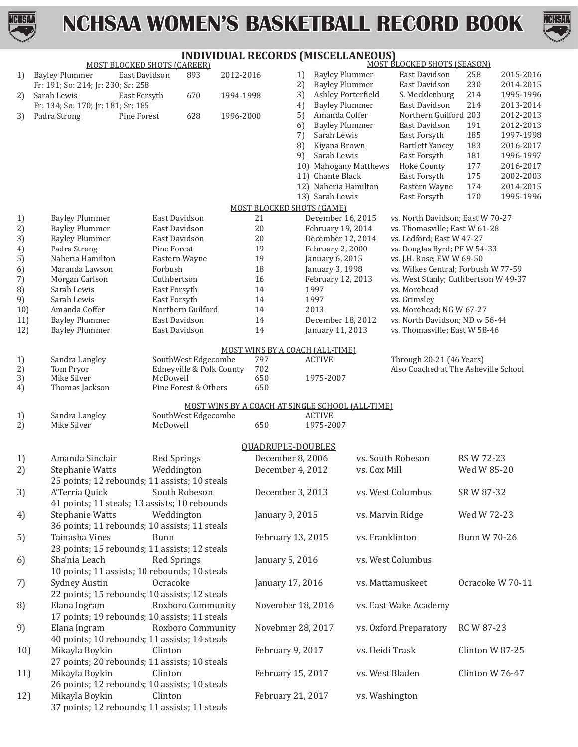# NCHSAA WOMEN'S BASKETBALL RECORD BOOK

## INDIVIDUAL RECORDS (MISCELLANEOUS)

### MOST BLOCKED SHOTS (CAREER)

| | | | | |
|---|---|---|---|---|
| 1) | Bayley Plummer | East Davidson | 893 | 2012-2016 |
| | Fr: 191; So: 214; Jr: 230; Sr: 258 | | | |
| 2) | Sarah Lewis | East Forsyth | 670 | 1994-1998 |
| | Fr: 134; So: 170; Jr: 181; Sr: 185 | | | |
| 3) | Padra Strong | Pine Forest | 628 | 1996-2000 |

### MOST BLOCKED SHOTS (SEASON)

| | | | | |
|---|---|---|---|---|
| 1) | Bayley Plummer | East Davidson | 258 | 2015-2016 |
| 2) | Bayley Plummer | East Davidson | 230 | 2014-2015 |
| 3) | Ashley Porterfield | S. Mecklenburg | 214 | 1995-1996 |
| 4) | Bayley Plummer | East Davidson | 214 | 2013-2014 |
| 5) | Amanda Coffer | Northern Guilford | 203 | 2012-2013 |
| 6) | Bayley Plummer | East Davidson | 191 | 2012-2013 |
| 7) | Sarah Lewis | East Forsyth | 185 | 1997-1998 |
| 8) | Kiyana Brown | Bartlett Yancey | 183 | 2016-2017 |
| 9) | Sarah Lewis | East Forsyth | 181 | 1996-1997 |
| 10) | Mahogany Matthews | Hoke County | 177 | 2016-2017 |
| 11) | Chante Black | East Forsyth | 175 | 2002-2003 |
| 12) | Naheria Hamilton | Eastern Wayne | 174 | 2014-2015 |
| 13) | Sarah Lewis | East Forsyth | 170 | 1995-1996 |

### MOST BLOCKED SHOTS (GAME)

| | | | | | |
|---|---|---|---|---|---|
| 1) | Bayley Plummer | East Davidson | 21 | December 16, 2015 | vs. North Davidson; East W 70-27 |
| 2) | Bayley Plummer | East Davidson | 20 | February 19, 2014 | vs. Thomasville; East W 61-28 |
| 3) | Bayley Plummer | East Davidson | 20 | December 12, 2014 | vs. Ledford; East W 47-27 |
| 4) | Padra Strong | Pine Forest | 19 | February 2, 2000 | vs. Douglas Byrd; PF W 54-33 |
| 5) | Naheria Hamilton | Eastern Wayne | 19 | January 6, 2015 | vs. J.H. Rose; EW W 69-50 |
| 6) | Maranda Lawson | Forbush | 18 | January 3, 1998 | vs. Wilkes Central; Forbush W 77-59 |
| 7) | Morgan Carlson | Cuthbertson | 16 | February 12, 2013 | vs. West Stanly; Cuthbertson W 49-37 |
| 8) | Sarah Lewis | East Forsyth | 14 | 1997 | vs. Morehead |
| 9) | Sarah Lewis | East Forsyth | 14 | 1997 | vs. Grimsley |
| 10) | Amanda Coffer | Northern Guilford | 14 | 2013 | vs. Morehead; NG W 67-27 |
| 11) | Bayley Plummer | East Davidson | 14 | December 18, 2012 | vs. North Davidson; ND w 56-44 |
| 12) | Bayley Plummer | East Davidson | 14 | January 11, 2013 | vs. Thomasville; East W 58-46 |

### MOST WINS BY A COACH (ALL-TIME)

| | | | | | |
|---|---|---|---|---|---|
| 1) | Sandra Langley | SouthWest Edgecombe | 797 | ACTIVE | Through 20-21 (46 Years) |
| 2) | Tom Pryor | Edneyville & Polk County | 702 | | Also Coached at The Asheville School |
| 3) | Mike Silver | McDowell | 650 | 1975-2007 | |
| 4) | Thomas Jackson | Pine Forest & Others | 650 | | |

### MOST WINS BY A COACH AT SINGLE SCHOOL (ALL-TIME)

| | | | | |
|---|---|---|---|---|
| 1) | Sandra Langley | SouthWest Edgecombe | | ACTIVE |
| 2) | Mike Silver | McDowell | 650 | 1975-2007 |

### QUADRUPLE-DOUBLES

| | | | | | |
|---|---|---|---|---|---|
| 1) | Amanda Sinclair | Red Springs | December 8, 2006 | vs. South Robeson | RS W 72-23 |
| 2) | Stephanie Watts | Weddington | December 4, 2012 | vs. Cox Mill | Wed W 85-20 |
| | 25 points; 12 rebounds; 11 assists; 10 steals | | | | |
| 3) | A'Terria Quick | South Robeson | December 3, 2013 | vs. West Columbus | SR W 87-32 |
| | 41 points; 11 steals; 13 assists; 10 rebounds | | | | |
| 4) | Stephanie Watts | Weddington | January 9, 2015 | vs. Marvin Ridge | Wed W 72-23 |
| | 36 points; 11 rebounds; 10 assists; 11 steals | | | | |
| 5) | Tainasha Vines | Bunn | February 13, 2015 | vs. Franklinton | Bunn W 70-26 |
| | 23 points; 15 rebounds; 11 assists; 12 steals | | | | |
| 6) | Sha'nia Leach | Red Springs | January 5, 2016 | vs. West Columbus | |
| | 10 points; 11 assists; 10 rebounds; 10 steals | | | | |
| 7) | Sydney Austin | Ocracoke | January 17, 2016 | vs. Mattamuskeet | Ocracoke W 70-11 |
| | 22 points; 15 rebounds; 10 assists; 12 steals | | | | |
| 8) | Elana Ingram | Roxboro Community | November 18, 2016 | vs. East Wake Academy | |
| | 17 points; 19 rebounds; 10 assists; 11 steals | | | | |
| 9) | Elana Ingram | Roxboro Community | Novebmer 28, 2017 | vs. Oxford Preparatory | RC W 87-23 |
| | 40 points; 10 rebounds; 11 assists; 14 steals | | | | |
| 10) | Mikayla Boykin | Clinton | February 9, 2017 | vs. Heidi Trask | Clinton W 87-25 |
| | 27 points; 20 rebounds; 11 assists; 10 steals | | | | |
| 11) | Mikayla Boykin | Clinton | February 15, 2017 | vs. West Bladen | Clinton W 76-47 |
| | 26 points; 12 rebounds; 10 assists; 10 steals | | | | |
| 12) | Mikayla Boykin | Clinton | February 21, 2017 | vs. Washington | |
| | 37 points; 12 rebounds; 11 assists; 11 steals | | | | |